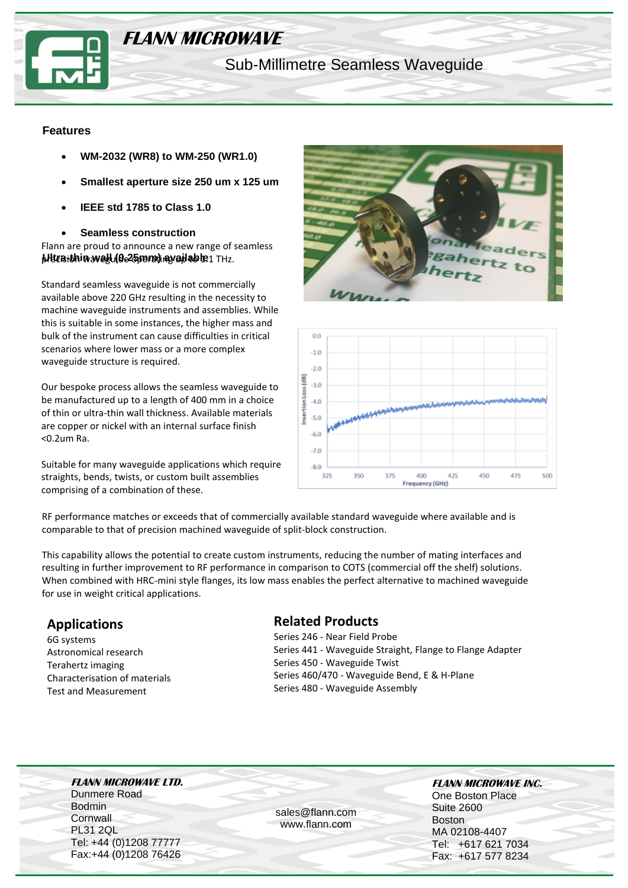# FLANN MICROWAVE

## Sub-Millimetre Seamless Waveguide

### Features

- **WM-2032 (WR8) to WM-250 (WR1.0)**
- **Smallest aperture size 250 um x 125 um**
- **IEEE std 1785 to Class 1.0**
- **Seamless construction**
- **Ultra-thin wall (0.25mm) available**

Flann are proud to announce a new range of seamless precision waveguide operating up to 1.1 THz.

Standard seamless waveguide is not commercially available above 220 GHz resulting in the necessity to machine waveguide instruments and assemblies. While this is suitable in some instances, the higher mass and bulk of the instrument can cause difficulties in critical scenarios where lower mass or a more complex waveguide structure is required.

Our bespoke process allows the seamless waveguide to be manufactured up to a length of 400 mm in a choice of thin or ultra-thin wall thickness. Available materials are copper or nickel with an internal surface finish <0.2um Ra.

Suitable for many waveguide applications which require straights, bends, twists, or custom built assemblies comprising of a combination of these.

RF performance matches or exceeds that of commercially available standard waveguide where available and is comparable to that of precision machined waveguide of split-block construction.

This capability allows the potential to create custom instruments, reducing the number of mating interfaces and resulting in further improvement to RF performance in comparison to COTS (commercial off the shelf) solutions. When combined with HRC-mini style flanges, its low mass enables the perfect alternative to machined waveguide for use in weight critical applications.

## Applications

6G systems
Astronomical research
Terahertz imaging
Characterisation of materials
Test and Measurement

## Related Products

Series 246 - Near Field Probe
Series 441 - Waveguide Straight, Flange to Flange Adapter
Series 450 - Waveguide Twist
Series 460/470 - Waveguide Bend, E & H-Plane
Series 480 - Waveguide Assembly

***FLANN MICROWAVE LTD.***
Dunmere Road
Bodmin
Cornwall
PL31 2QL
Tel: +44 (0)1208 77777
Fax:+44 (0)1208 76426

sales@flann.com
www.flann.com

***FLANN MICROWAVE INC.***
One Boston Place
Suite 2600
Boston
MA 02108-4407
Tel: +617 621 7034
Fax: +617 577 8234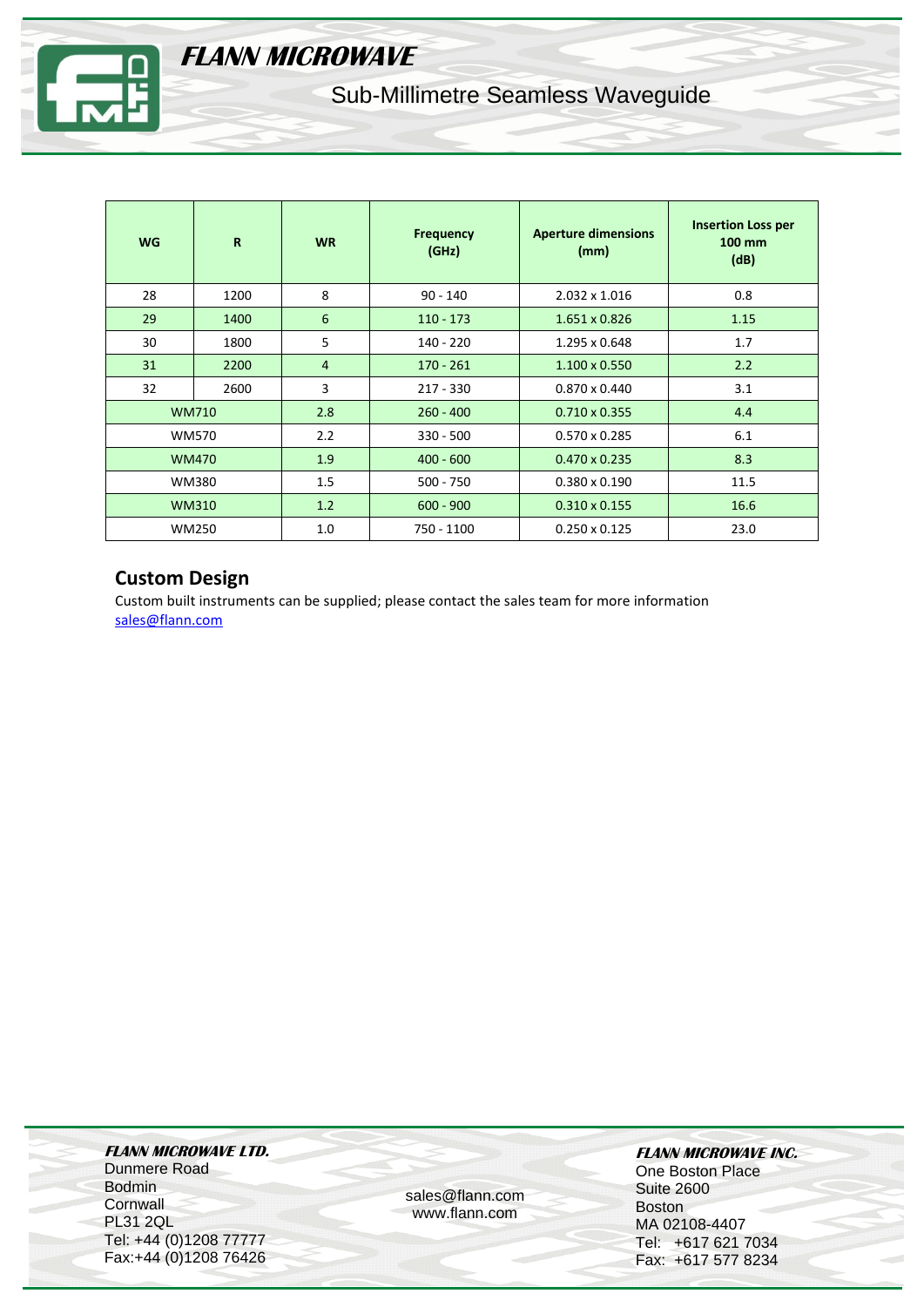| WG | R | WR | Frequency (GHz) | Aperture dimensions (mm) | Insertion Loss per 100 mm (dB) |
|---|---|---|---|---|---|
| 28 | 1200 | 8 | 90 - 140 | 2.032 x 1.016 | 0.8 |
| 29 | 1400 | 6 | 110 - 173 | 1.651 x 0.826 | 1.15 |
| 30 | 1800 | 5 | 140 - 220 | 1.295 x 0.648 | 1.7 |
| 31 | 2200 | 4 | 170 - 261 | 1.100 x 0.550 | 2.2 |
| 32 | 2600 | 3 | 217 - 330 | 0.870 x 0.440 | 3.1 |
| WM710 | | 2.8 | 260 - 400 | 0.710 x 0.355 | 4.4 |
| WM570 | | 2.2 | 330 - 500 | 0.570 x 0.285 | 6.1 |
| WM470 | | 1.9 | 400 - 600 | 0.470 x 0.235 | 8.3 |
| WM380 | | 1.5 | 500 - 750 | 0.380 x 0.190 | 11.5 |
| WM310 | | 1.2 | 600 - 900 | 0.310 x 0.155 | 16.6 |
| WM250 | | 1.0 | 750 - 1100 | 0.250 x 0.125 | 23.0 |

## Custom Design

Custom built instruments can be supplied; please contact the sales team for more information
sales@flann.com